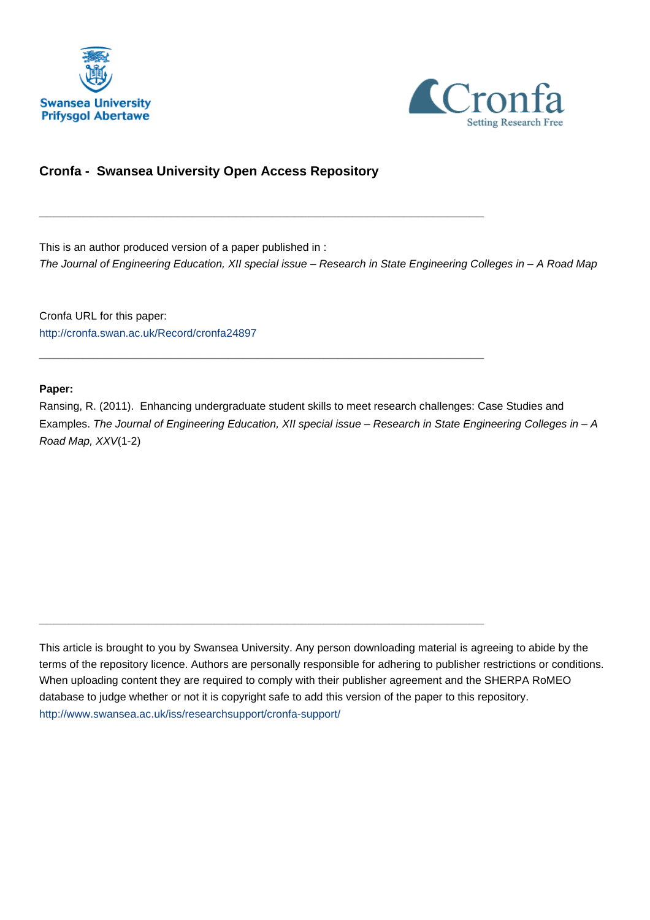## Cronfa - Swansea University Open Access Repository

---

This is an author produced version of a paper published in :
*The Journal of Engineering Education, XII special issue – Research in State Engineering Colleges in – A Road Map*

Cronfa URL for this paper:
http://cronfa.swan.ac.uk/Record/cronfa24897

---

**Paper:**
Ransing, R. (2011). Enhancing undergraduate student skills to meet research challenges: Case Studies and Examples. *The Journal of Engineering Education, XII special issue – Research in State Engineering Colleges in – A Road Map, XXV*(1-2)

---

This article is brought to you by Swansea University. Any person downloading material is agreeing to abide by the terms of the repository licence. Authors are personally responsible for adhering to publisher restrictions or conditions. When uploading content they are required to comply with their publisher agreement and the SHERPA RoMEO database to judge whether or not it is copyright safe to add this version of the paper to this repository.
http://www.swansea.ac.uk/iss/researchsupport/cronfa-support/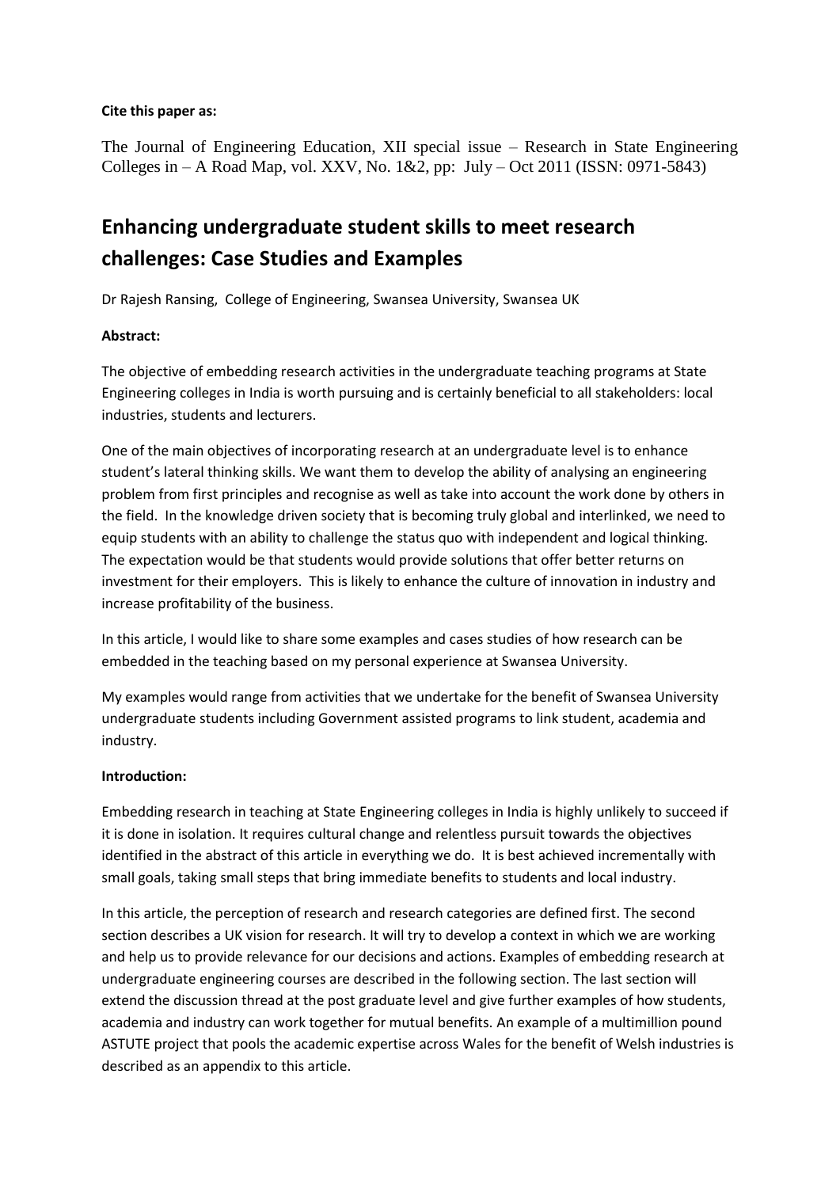**Cite this paper as:**

The Journal of Engineering Education, XII special issue – Research in State Engineering Colleges in – A Road Map, vol. XXV, No. 1&2, pp: July – Oct 2011 (ISSN: 0971-5843)

# Enhancing undergraduate student skills to meet research challenges: Case Studies and Examples

Dr Rajesh Ransing, College of Engineering, Swansea University, Swansea UK

**Abstract:**

The objective of embedding research activities in the undergraduate teaching programs at State Engineering colleges in India is worth pursuing and is certainly beneficial to all stakeholders: local industries, students and lecturers.

One of the main objectives of incorporating research at an undergraduate level is to enhance student's lateral thinking skills. We want them to develop the ability of analysing an engineering problem from first principles and recognise as well as take into account the work done by others in the field. In the knowledge driven society that is becoming truly global and interlinked, we need to equip students with an ability to challenge the status quo with independent and logical thinking. The expectation would be that students would provide solutions that offer better returns on investment for their employers. This is likely to enhance the culture of innovation in industry and increase profitability of the business.

In this article, I would like to share some examples and cases studies of how research can be embedded in the teaching based on my personal experience at Swansea University.

My examples would range from activities that we undertake for the benefit of Swansea University undergraduate students including Government assisted programs to link student, academia and industry.

**Introduction:**

Embedding research in teaching at State Engineering colleges in India is highly unlikely to succeed if it is done in isolation. It requires cultural change and relentless pursuit towards the objectives identified in the abstract of this article in everything we do. It is best achieved incrementally with small goals, taking small steps that bring immediate benefits to students and local industry.

In this article, the perception of research and research categories are defined first. The second section describes a UK vision for research. It will try to develop a context in which we are working and help us to provide relevance for our decisions and actions. Examples of embedding research at undergraduate engineering courses are described in the following section. The last section will extend the discussion thread at the post graduate level and give further examples of how students, academia and industry can work together for mutual benefits. An example of a multimillion pound ASTUTE project that pools the academic expertise across Wales for the benefit of Welsh industries is described as an appendix to this article.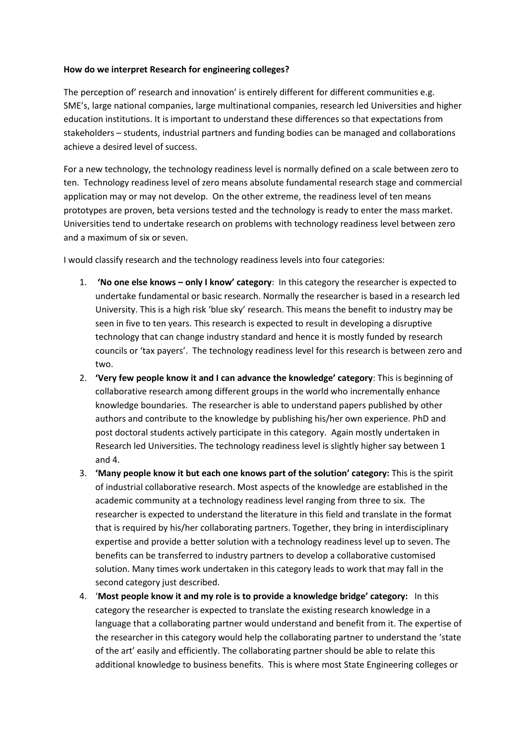**How do we interpret Research for engineering colleges?**

The perception of' research and innovation' is entirely different for different communities e.g. SME's, large national companies, large multinational companies, research led Universities and higher education institutions. It is important to understand these differences so that expectations from stakeholders – students, industrial partners and funding bodies can be managed and collaborations achieve a desired level of success.

For a new technology, the technology readiness level is normally defined on a scale between zero to ten. Technology readiness level of zero means absolute fundamental research stage and commercial application may or may not develop. On the other extreme, the readiness level of ten means prototypes are proven, beta versions tested and the technology is ready to enter the mass market. Universities tend to undertake research on problems with technology readiness level between zero and a maximum of six or seven.

I would classify research and the technology readiness levels into four categories:

1. **'No one else knows – only I know' category**: In this category the researcher is expected to undertake fundamental or basic research. Normally the researcher is based in a research led University. This is a high risk 'blue sky' research. This means the benefit to industry may be seen in five to ten years. This research is expected to result in developing a disruptive technology that can change industry standard and hence it is mostly funded by research councils or 'tax payers'. The technology readiness level for this research is between zero and two.
2. **'Very few people know it and I can advance the knowledge' category**: This is beginning of collaborative research among different groups in the world who incrementally enhance knowledge boundaries. The researcher is able to understand papers published by other authors and contribute to the knowledge by publishing his/her own experience. PhD and post doctoral students actively participate in this category. Again mostly undertaken in Research led Universities. The technology readiness level is slightly higher say between 1 and 4.
3. **'Many people know it but each one knows part of the solution' category:** This is the spirit of industrial collaborative research. Most aspects of the knowledge are established in the academic community at a technology readiness level ranging from three to six. The researcher is expected to understand the literature in this field and translate in the format that is required by his/her collaborating partners. Together, they bring in interdisciplinary expertise and provide a better solution with a technology readiness level up to seven. The benefits can be transferred to industry partners to develop a collaborative customised solution. Many times work undertaken in this category leads to work that may fall in the second category just described.
4. '**Most people know it and my role is to provide a knowledge bridge' category:** In this category the researcher is expected to translate the existing research knowledge in a language that a collaborating partner would understand and benefit from it. The expertise of the researcher in this category would help the collaborating partner to understand the 'state of the art' easily and efficiently. The collaborating partner should be able to relate this additional knowledge to business benefits. This is where most State Engineering colleges or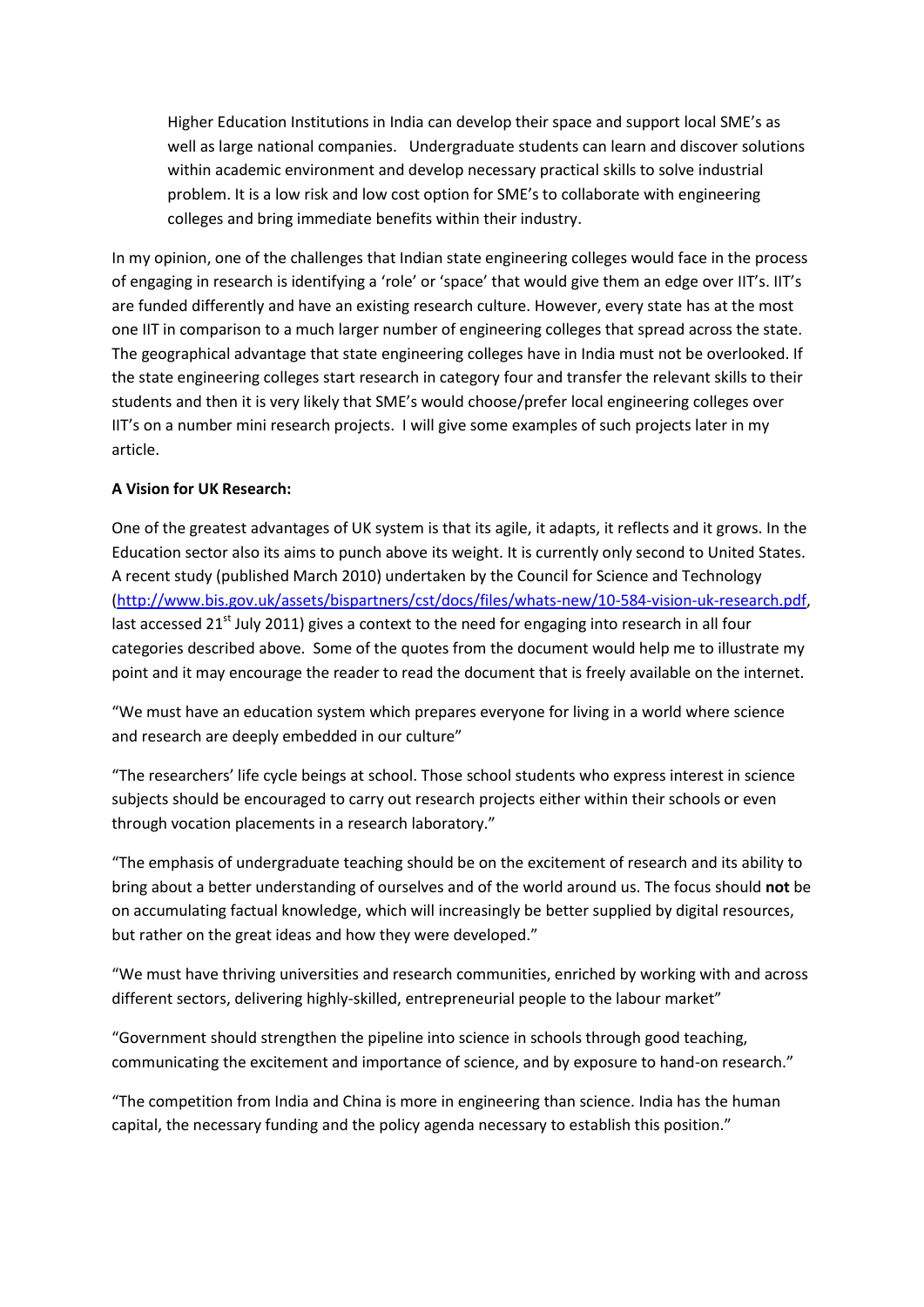> Higher Education Institutions in India can develop their space and support local SME's as well as large national companies. Undergraduate students can learn and discover solutions within academic environment and develop necessary practical skills to solve industrial problem. It is a low risk and low cost option for SME's to collaborate with engineering colleges and bring immediate benefits within their industry.

In my opinion, one of the challenges that Indian state engineering colleges would face in the process of engaging in research is identifying a 'role' or 'space' that would give them an edge over IIT's. IIT's are funded differently and have an existing research culture. However, every state has at the most one IIT in comparison to a much larger number of engineering colleges that spread across the state. The geographical advantage that state engineering colleges have in India must not be overlooked. If the state engineering colleges start research in category four and transfer the relevant skills to their students and then it is very likely that SME's would choose/prefer local engineering colleges over IIT's on a number mini research projects. I will give some examples of such projects later in my article.

**A Vision for UK Research:**

One of the greatest advantages of UK system is that its agile, it adapts, it reflects and it grows. In the Education sector also its aims to punch above its weight. It is currently only second to United States. A recent study (published March 2010) undertaken by the Council for Science and Technology (http://www.bis.gov.uk/assets/bispartners/cst/docs/files/whats-new/10-584-vision-uk-research.pdf, last accessed 21st July 2011) gives a context to the need for engaging into research in all four categories described above. Some of the quotes from the document would help me to illustrate my point and it may encourage the reader to read the document that is freely available on the internet.

"We must have an education system which prepares everyone for living in a world where science and research are deeply embedded in our culture"

"The researchers' life cycle beings at school. Those school students who express interest in science subjects should be encouraged to carry out research projects either within their schools or even through vocation placements in a research laboratory."

"The emphasis of undergraduate teaching should be on the excitement of research and its ability to bring about a better understanding of ourselves and of the world around us. The focus should **not** be on accumulating factual knowledge, which will increasingly be better supplied by digital resources, but rather on the great ideas and how they were developed."

"We must have thriving universities and research communities, enriched by working with and across different sectors, delivering highly-skilled, entrepreneurial people to the labour market"

"Government should strengthen the pipeline into science in schools through good teaching, communicating the excitement and importance of science, and by exposure to hand-on research."

"The competition from India and China is more in engineering than science. India has the human capital, the necessary funding and the policy agenda necessary to establish this position."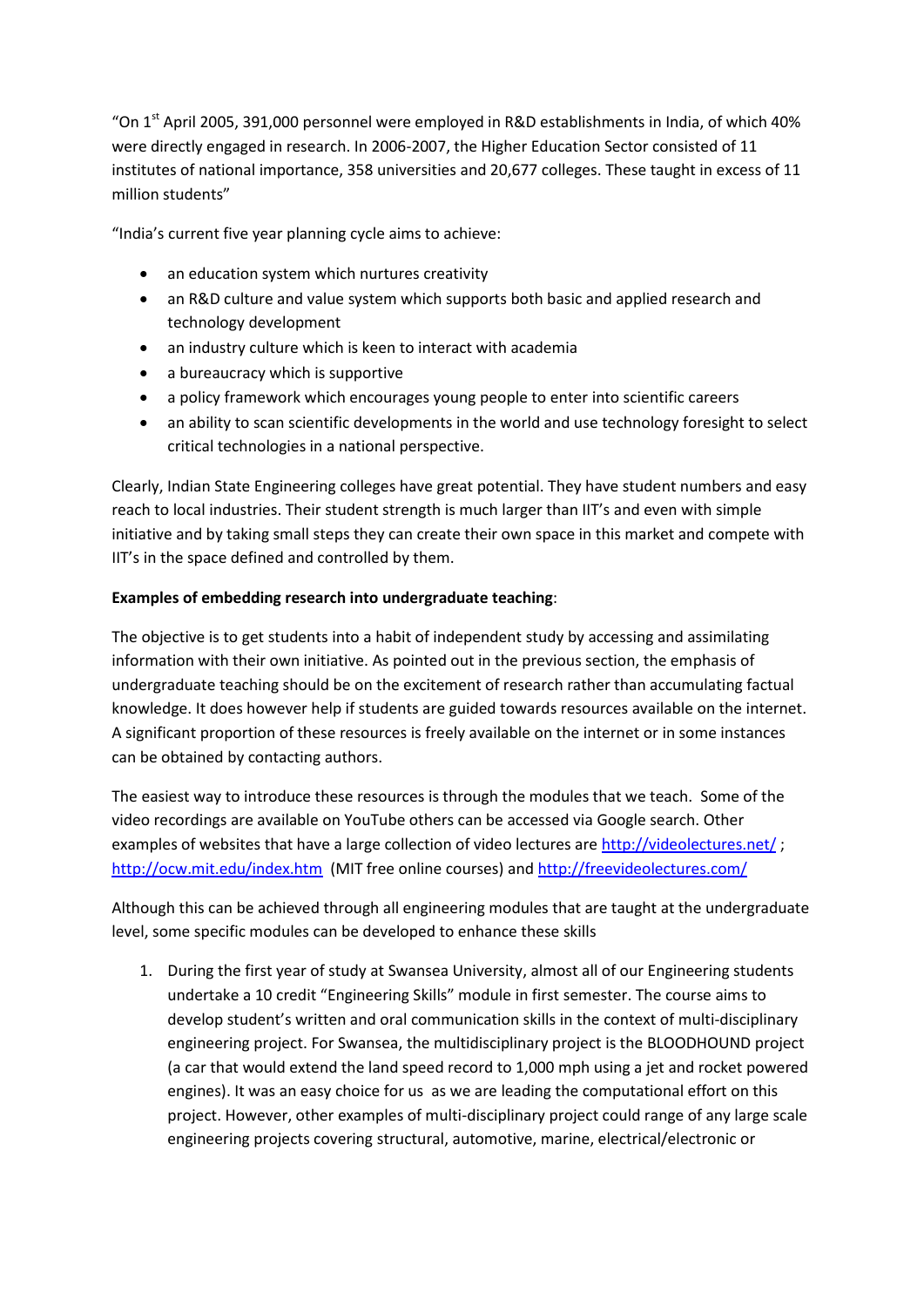"On 1st April 2005, 391,000 personnel were employed in R&D establishments in India, of which 40% were directly engaged in research. In 2006-2007, the Higher Education Sector consisted of 11 institutes of national importance, 358 universities and 20,677 colleges. These taught in excess of 11 million students"

"India's current five year planning cycle aims to achieve:

- an education system which nurtures creativity
- an R&D culture and value system which supports both basic and applied research and technology development
- an industry culture which is keen to interact with academia
- a bureaucracy which is supportive
- a policy framework which encourages young people to enter into scientific careers
- an ability to scan scientific developments in the world and use technology foresight to select critical technologies in a national perspective.

Clearly, Indian State Engineering colleges have great potential. They have student numbers and easy reach to local industries. Their student strength is much larger than IIT's and even with simple initiative and by taking small steps they can create their own space in this market and compete with IIT's in the space defined and controlled by them.

**Examples of embedding research into undergraduate teaching**:

The objective is to get students into a habit of independent study by accessing and assimilating information with their own initiative. As pointed out in the previous section, the emphasis of undergraduate teaching should be on the excitement of research rather than accumulating factual knowledge. It does however help if students are guided towards resources available on the internet. A significant proportion of these resources is freely available on the internet or in some instances can be obtained by contacting authors.

The easiest way to introduce these resources is through the modules that we teach. Some of the video recordings are available on YouTube others can be accessed via Google search. Other examples of websites that have a large collection of video lectures are http://videolectures.net/ ; http://ocw.mit.edu/index.htm (MIT free online courses) and http://freevideolectures.com/

Although this can be achieved through all engineering modules that are taught at the undergraduate level, some specific modules can be developed to enhance these skills

1. During the first year of study at Swansea University, almost all of our Engineering students undertake a 10 credit "Engineering Skills" module in first semester. The course aims to develop student's written and oral communication skills in the context of multi-disciplinary engineering project. For Swansea, the multidisciplinary project is the BLOODHOUND project (a car that would extend the land speed record to 1,000 mph using a jet and rocket powered engines). It was an easy choice for us as we are leading the computational effort on this project. However, other examples of multi-disciplinary project could range of any large scale engineering projects covering structural, automotive, marine, electrical/electronic or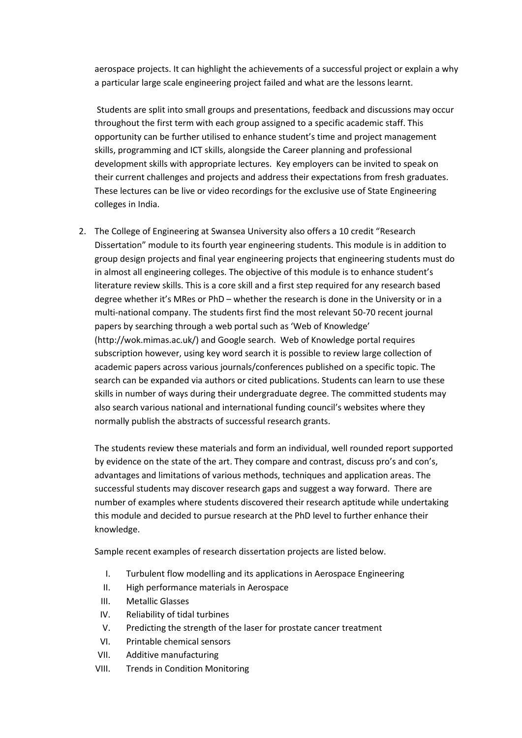aerospace projects. It can highlight the achievements of a successful project or explain a why a particular large scale engineering project failed and what are the lessons learnt.

Students are split into small groups and presentations, feedback and discussions may occur throughout the first term with each group assigned to a specific academic staff. This opportunity can be further utilised to enhance student's time and project management skills, programming and ICT skills, alongside the Career planning and professional development skills with appropriate lectures. Key employers can be invited to speak on their current challenges and projects and address their expectations from fresh graduates. These lectures can be live or video recordings for the exclusive use of State Engineering colleges in India.

2. The College of Engineering at Swansea University also offers a 10 credit "Research Dissertation" module to its fourth year engineering students. This module is in addition to group design projects and final year engineering projects that engineering students must do in almost all engineering colleges. The objective of this module is to enhance student's literature review skills. This is a core skill and a first step required for any research based degree whether it's MRes or PhD – whether the research is done in the University or in a multi-national company. The students first find the most relevant 50-70 recent journal papers by searching through a web portal such as 'Web of Knowledge' (http://wok.mimas.ac.uk/) and Google search. Web of Knowledge portal requires subscription however, using key word search it is possible to review large collection of academic papers across various journals/conferences published on a specific topic. The search can be expanded via authors or cited publications. Students can learn to use these skills in number of ways during their undergraduate degree. The committed students may also search various national and international funding council's websites where they normally publish the abstracts of successful research grants.

   The students review these materials and form an individual, well rounded report supported by evidence on the state of the art. They compare and contrast, discuss pro's and con's, advantages and limitations of various methods, techniques and application areas. The successful students may discover research gaps and suggest a way forward. There are number of examples where students discovered their research aptitude while undertaking this module and decided to pursue research at the PhD level to further enhance their knowledge.

   Sample recent examples of research dissertation projects are listed below.

   I. Turbulent flow modelling and its applications in Aerospace Engineering
   II. High performance materials in Aerospace
   III. Metallic Glasses
   IV. Reliability of tidal turbines
   V. Predicting the strength of the laser for prostate cancer treatment
   VI. Printable chemical sensors
   VII. Additive manufacturing
   VIII. Trends in Condition Monitoring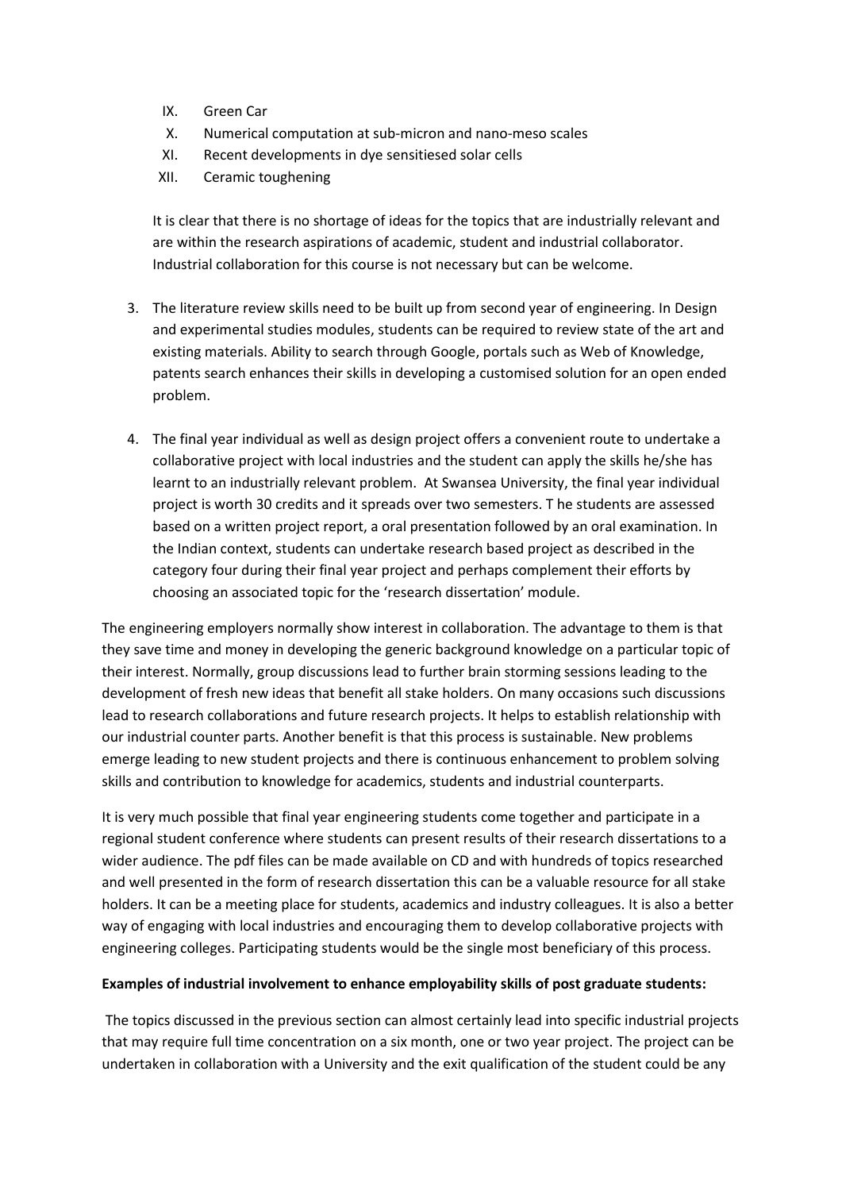IX. Green Car
X. Numerical computation at sub-micron and nano-meso scales
XI. Recent developments in dye sensitiesed solar cells
XII. Ceramic toughening

It is clear that there is no shortage of ideas for the topics that are industrially relevant and are within the research aspirations of academic, student and industrial collaborator. Industrial collaboration for this course is not necessary but can be welcome.

3. The literature review skills need to be built up from second year of engineering. In Design and experimental studies modules, students can be required to review state of the art and existing materials. Ability to search through Google, portals such as Web of Knowledge, patents search enhances their skills in developing a customised solution for an open ended problem.

4. The final year individual as well as design project offers a convenient route to undertake a collaborative project with local industries and the student can apply the skills he/she has learnt to an industrially relevant problem. At Swansea University, the final year individual project is worth 30 credits and it spreads over two semesters. T he students are assessed based on a written project report, a oral presentation followed by an oral examination. In the Indian context, students can undertake research based project as described in the category four during their final year project and perhaps complement their efforts by choosing an associated topic for the 'research dissertation' module.

The engineering employers normally show interest in collaboration. The advantage to them is that they save time and money in developing the generic background knowledge on a particular topic of their interest. Normally, group discussions lead to further brain storming sessions leading to the development of fresh new ideas that benefit all stake holders. On many occasions such discussions lead to research collaborations and future research projects. It helps to establish relationship with our industrial counter parts. Another benefit is that this process is sustainable. New problems emerge leading to new student projects and there is continuous enhancement to problem solving skills and contribution to knowledge for academics, students and industrial counterparts.

It is very much possible that final year engineering students come together and participate in a regional student conference where students can present results of their research dissertations to a wider audience. The pdf files can be made available on CD and with hundreds of topics researched and well presented in the form of research dissertation this can be a valuable resource for all stake holders. It can be a meeting place for students, academics and industry colleagues. It is also a better way of engaging with local industries and encouraging them to develop collaborative projects with engineering colleges. Participating students would be the single most beneficiary of this process.

**Examples of industrial involvement to enhance employability skills of post graduate students:**

The topics discussed in the previous section can almost certainly lead into specific industrial projects that may require full time concentration on a six month, one or two year project. The project can be undertaken in collaboration with a University and the exit qualification of the student could be any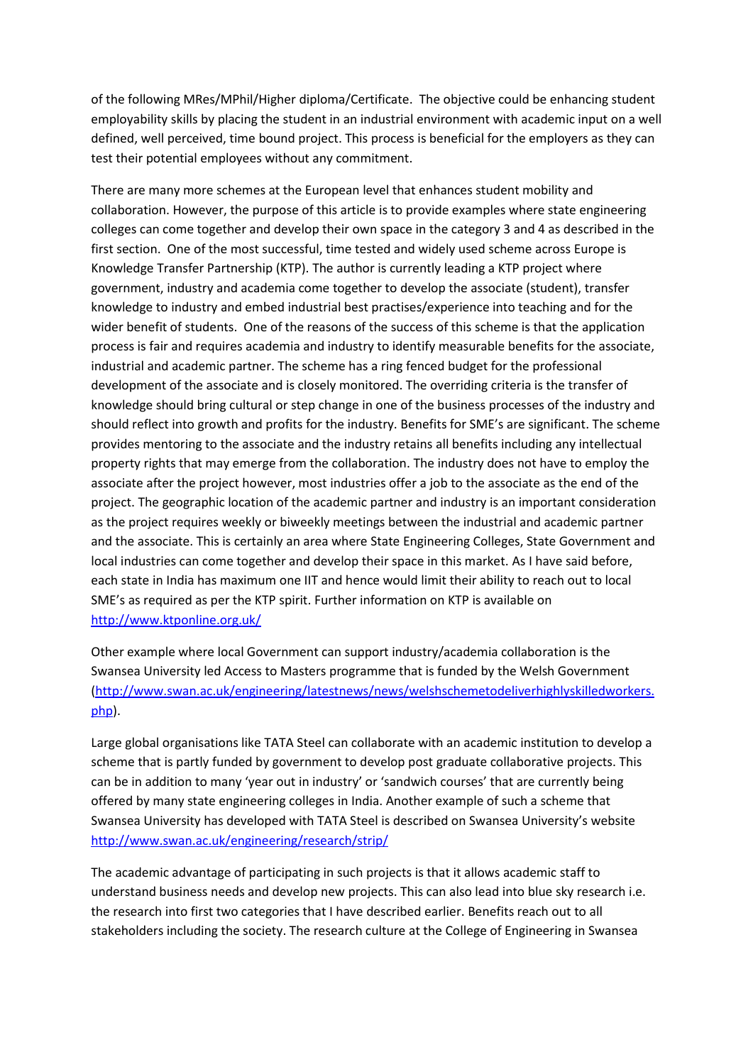of the following MRes/MPhil/Higher diploma/Certificate. The objective could be enhancing student employability skills by placing the student in an industrial environment with academic input on a well defined, well perceived, time bound project. This process is beneficial for the employers as they can test their potential employees without any commitment.

There are many more schemes at the European level that enhances student mobility and collaboration. However, the purpose of this article is to provide examples where state engineering colleges can come together and develop their own space in the category 3 and 4 as described in the first section. One of the most successful, time tested and widely used scheme across Europe is Knowledge Transfer Partnership (KTP). The author is currently leading a KTP project where government, industry and academia come together to develop the associate (student), transfer knowledge to industry and embed industrial best practises/experience into teaching and for the wider benefit of students. One of the reasons of the success of this scheme is that the application process is fair and requires academia and industry to identify measurable benefits for the associate, industrial and academic partner. The scheme has a ring fenced budget for the professional development of the associate and is closely monitored. The overriding criteria is the transfer of knowledge should bring cultural or step change in one of the business processes of the industry and should reflect into growth and profits for the industry. Benefits for SME's are significant. The scheme provides mentoring to the associate and the industry retains all benefits including any intellectual property rights that may emerge from the collaboration. The industry does not have to employ the associate after the project however, most industries offer a job to the associate as the end of the project. The geographic location of the academic partner and industry is an important consideration as the project requires weekly or biweekly meetings between the industrial and academic partner and the associate. This is certainly an area where State Engineering Colleges, State Government and local industries can come together and develop their space in this market. As I have said before, each state in India has maximum one IIT and hence would limit their ability to reach out to local SME's as required as per the KTP spirit. Further information on KTP is available on http://www.ktponline.org.uk/

Other example where local Government can support industry/academia collaboration is the Swansea University led Access to Masters programme that is funded by the Welsh Government (http://www.swan.ac.uk/engineering/latestnews/news/welshschemetodeliverhighlyskilledworkers.php).

Large global organisations like TATA Steel can collaborate with an academic institution to develop a scheme that is partly funded by government to develop post graduate collaborative projects. This can be in addition to many 'year out in industry' or 'sandwich courses' that are currently being offered by many state engineering colleges in India. Another example of such a scheme that Swansea University has developed with TATA Steel is described on Swansea University's website http://www.swan.ac.uk/engineering/research/strip/

The academic advantage of participating in such projects is that it allows academic staff to understand business needs and develop new projects. This can also lead into blue sky research i.e. the research into first two categories that I have described earlier. Benefits reach out to all stakeholders including the society. The research culture at the College of Engineering in Swansea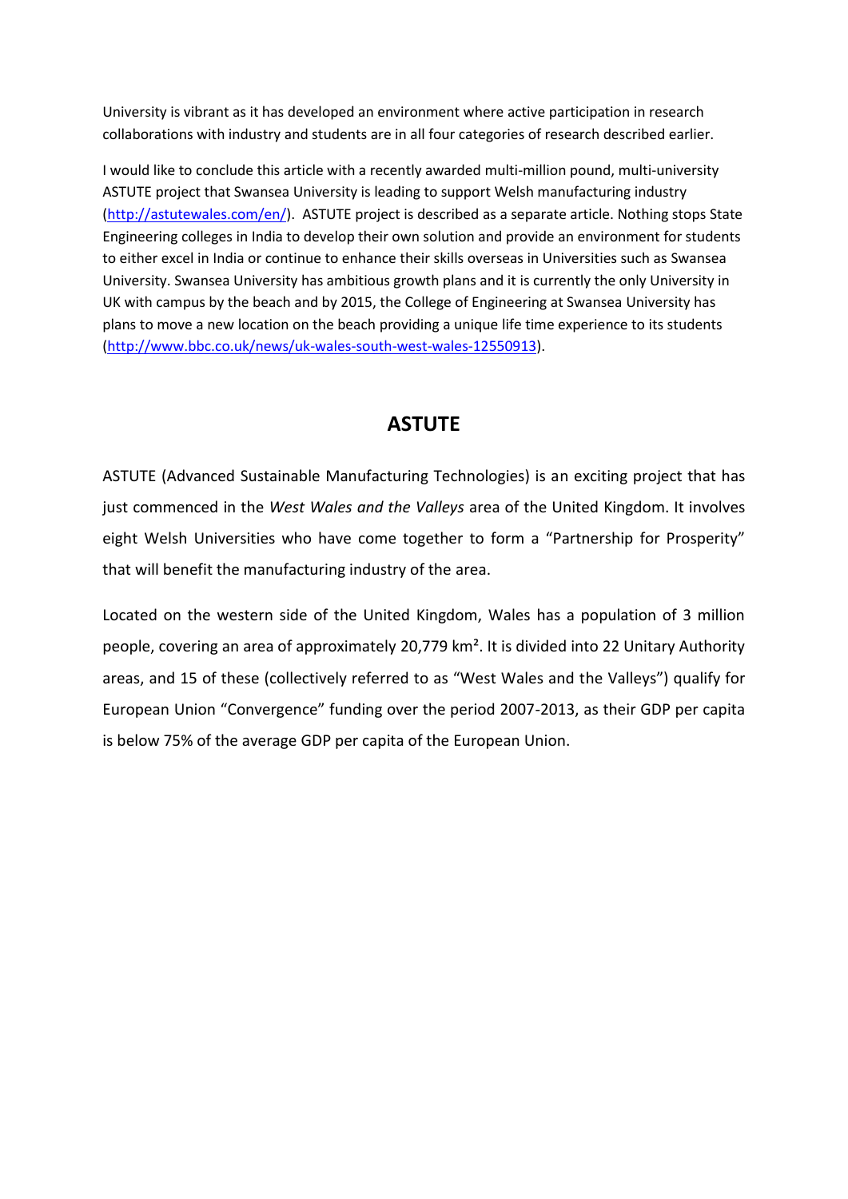University is vibrant as it has developed an environment where active participation in research collaborations with industry and students are in all four categories of research described earlier.

I would like to conclude this article with a recently awarded multi-million pound, multi-university ASTUTE project that Swansea University is leading to support Welsh manufacturing industry (http://astutewales.com/en/). ASTUTE project is described as a separate article. Nothing stops State Engineering colleges in India to develop their own solution and provide an environment for students to either excel in India or continue to enhance their skills overseas in Universities such as Swansea University. Swansea University has ambitious growth plans and it is currently the only University in UK with campus by the beach and by 2015, the College of Engineering at Swansea University has plans to move a new location on the beach providing a unique life time experience to its students (http://www.bbc.co.uk/news/uk-wales-south-west-wales-12550913).

## ASTUTE

ASTUTE (Advanced Sustainable Manufacturing Technologies) is an exciting project that has just commenced in the *West Wales and the Valleys* area of the United Kingdom. It involves eight Welsh Universities who have come together to form a "Partnership for Prosperity" that will benefit the manufacturing industry of the area.

Located on the western side of the United Kingdom, Wales has a population of 3 million people, covering an area of approximately 20,779 km$^2$. It is divided into 22 Unitary Authority areas, and 15 of these (collectively referred to as "West Wales and the Valleys") qualify for European Union "Convergence" funding over the period 2007-2013, as their GDP per capita is below 75% of the average GDP per capita of the European Union.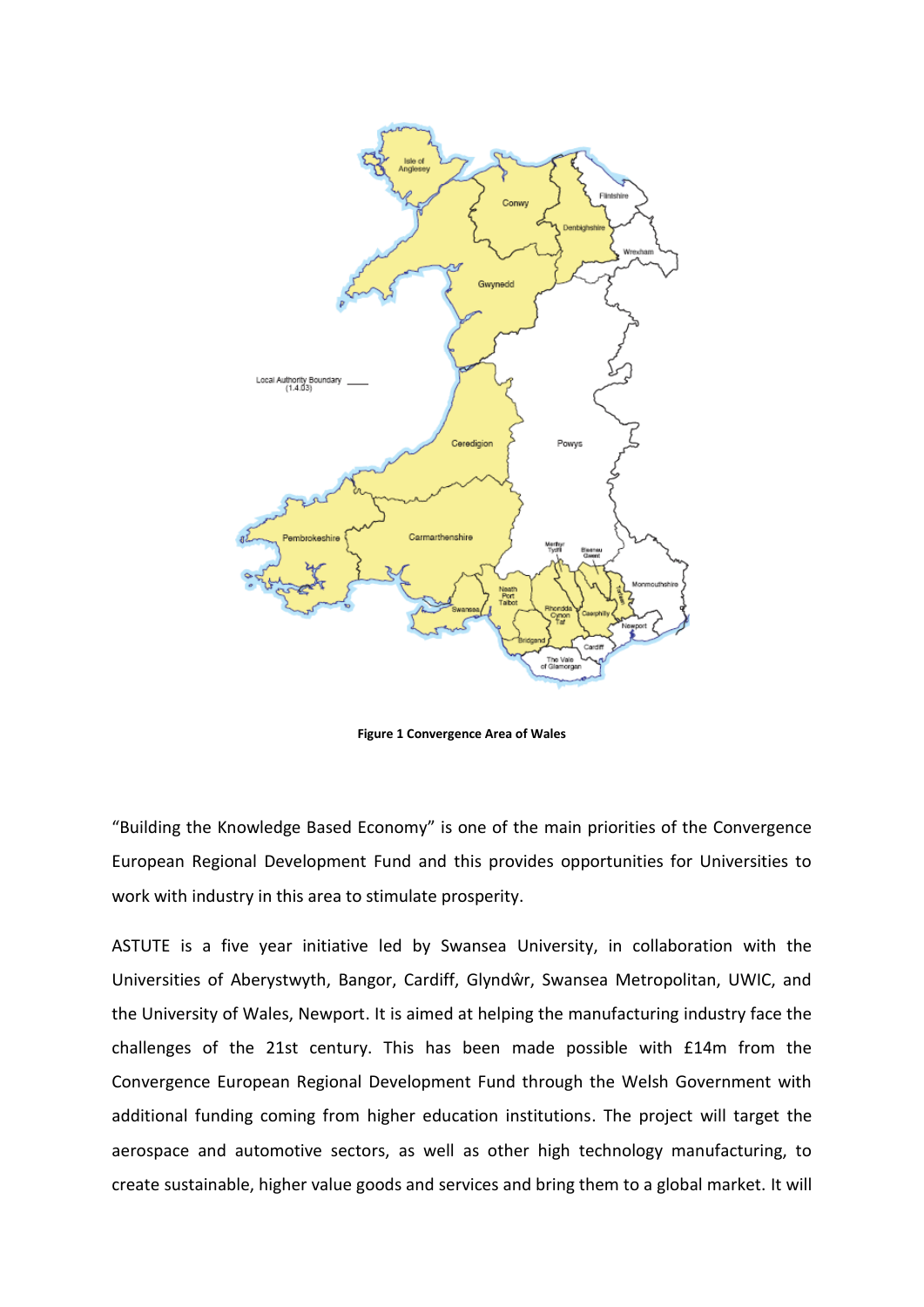**Figure 1 Convergence Area of Wales**

"Building the Knowledge Based Economy" is one of the main priorities of the Convergence European Regional Development Fund and this provides opportunities for Universities to work with industry in this area to stimulate prosperity.

ASTUTE is a five year initiative led by Swansea University, in collaboration with the Universities of Aberystwyth, Bangor, Cardiff, Glyndŵr, Swansea Metropolitan, UWIC, and the University of Wales, Newport. It is aimed at helping the manufacturing industry face the challenges of the 21st century. This has been made possible with £14m from the Convergence European Regional Development Fund through the Welsh Government with additional funding coming from higher education institutions. The project will target the aerospace and automotive sectors, as well as other high technology manufacturing, to create sustainable, higher value goods and services and bring them to a global market. It will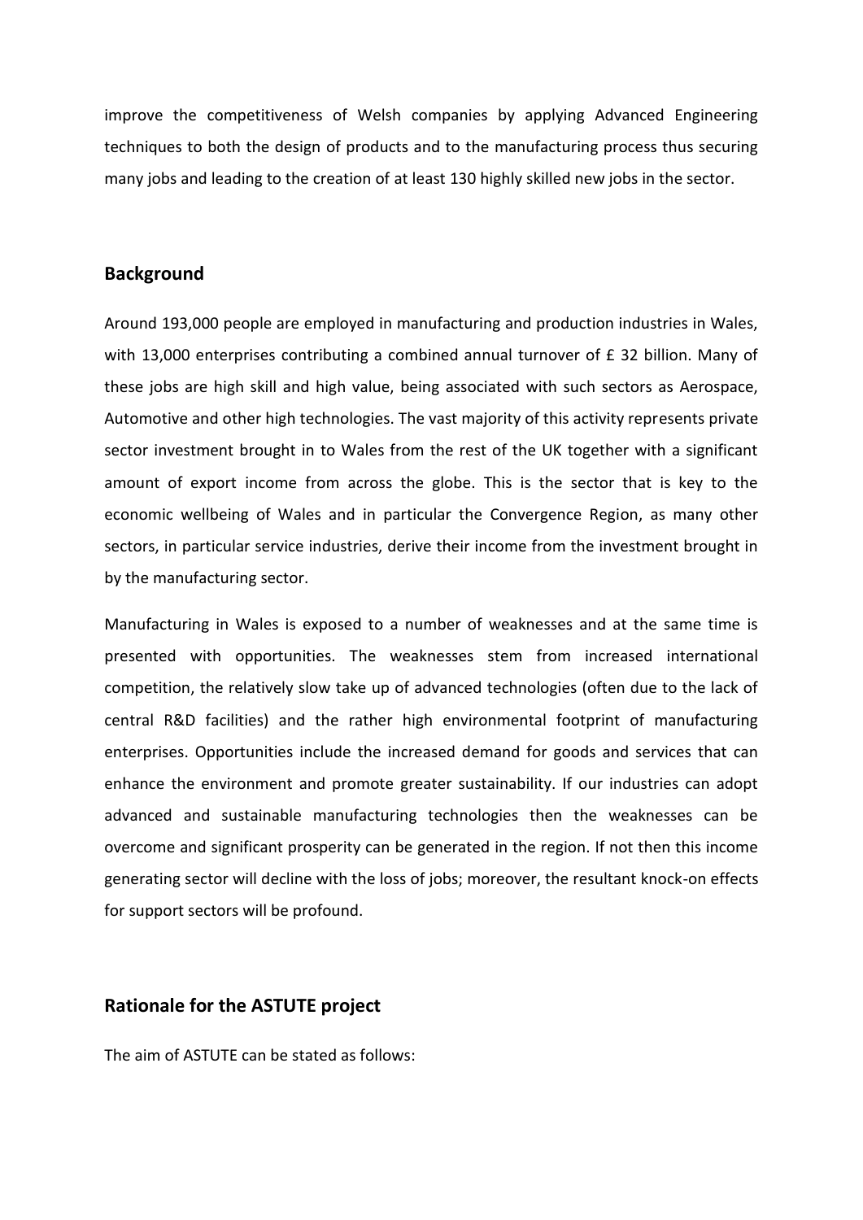improve the competitiveness of Welsh companies by applying Advanced Engineering techniques to both the design of products and to the manufacturing process thus securing many jobs and leading to the creation of at least 130 highly skilled new jobs in the sector.

## Background

Around 193,000 people are employed in manufacturing and production industries in Wales, with 13,000 enterprises contributing a combined annual turnover of £ 32 billion. Many of these jobs are high skill and high value, being associated with such sectors as Aerospace, Automotive and other high technologies. The vast majority of this activity represents private sector investment brought in to Wales from the rest of the UK together with a significant amount of export income from across the globe. This is the sector that is key to the economic wellbeing of Wales and in particular the Convergence Region, as many other sectors, in particular service industries, derive their income from the investment brought in by the manufacturing sector.

Manufacturing in Wales is exposed to a number of weaknesses and at the same time is presented with opportunities. The weaknesses stem from increased international competition, the relatively slow take up of advanced technologies (often due to the lack of central R&D facilities) and the rather high environmental footprint of manufacturing enterprises. Opportunities include the increased demand for goods and services that can enhance the environment and promote greater sustainability. If our industries can adopt advanced and sustainable manufacturing technologies then the weaknesses can be overcome and significant prosperity can be generated in the region. If not then this income generating sector will decline with the loss of jobs; moreover, the resultant knock-on effects for support sectors will be profound.

## Rationale for the ASTUTE project

The aim of ASTUTE can be stated as follows: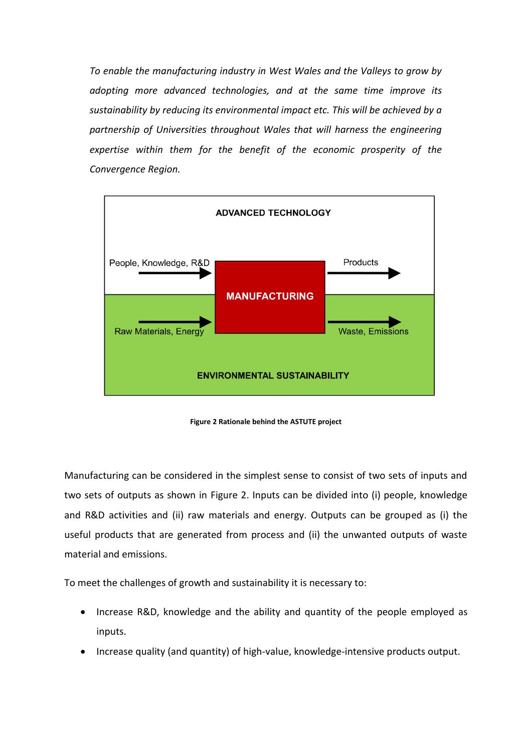*To enable the manufacturing industry in West Wales and the Valleys to grow by adopting more advanced technologies, and at the same time improve its sustainability by reducing its environmental impact etc. This will be achieved by a partnership of Universities throughout Wales that will harness the engineering expertise within them for the benefit of the economic prosperity of the Convergence Region.*

ADVANCED TECHNOLOGY

People, Knowledge, R&D → MANUFACTURING → Products

Raw Materials, Energy → MANUFACTURING → Waste, Emissions

ENVIRONMENTAL SUSTAINABILITY

**Figure 2 Rationale behind the ASTUTE project**

Manufacturing can be considered in the simplest sense to consist of two sets of inputs and two sets of outputs as shown in Figure 2. Inputs can be divided into (i) people, knowledge and R&D activities and (ii) raw materials and energy. Outputs can be grouped as (i) the useful products that are generated from process and (ii) the unwanted outputs of waste material and emissions.

To meet the challenges of growth and sustainability it is necessary to:

- Increase R&D, knowledge and the ability and quantity of the people employed as inputs.
- Increase quality (and quantity) of high-value, knowledge-intensive products output.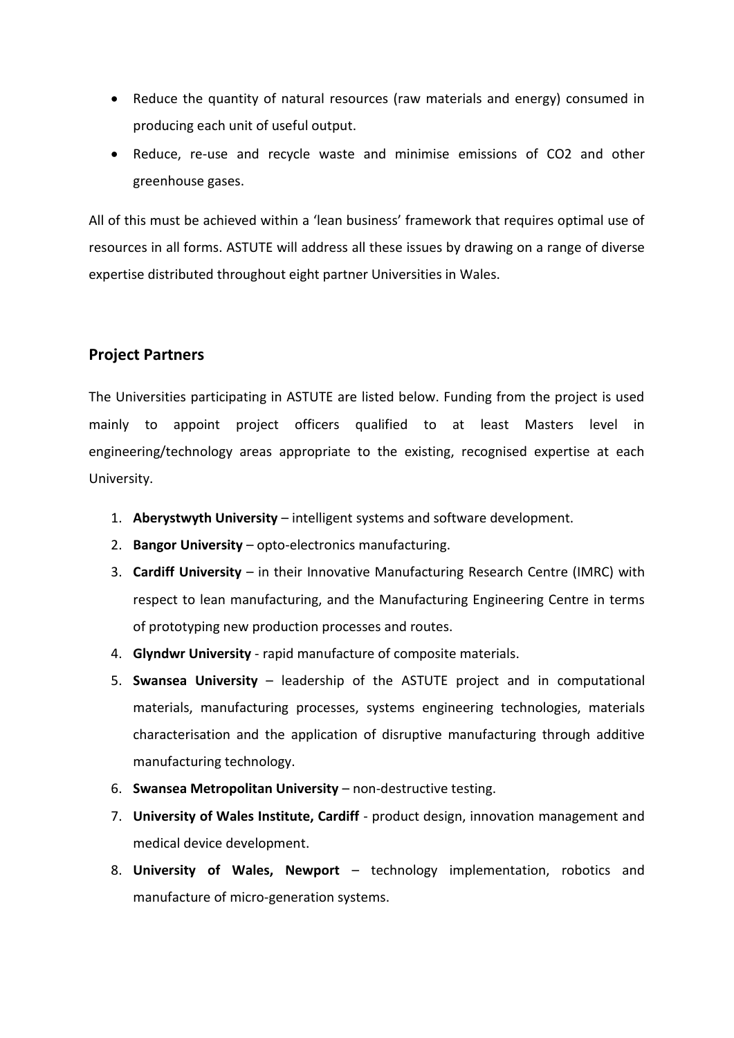- Reduce the quantity of natural resources (raw materials and energy) consumed in producing each unit of useful output.
- Reduce, re-use and recycle waste and minimise emissions of $CO_2$ and other greenhouse gases.

All of this must be achieved within a 'lean business' framework that requires optimal use of resources in all forms. ASTUTE will address all these issues by drawing on a range of diverse expertise distributed throughout eight partner Universities in Wales.

## Project Partners

The Universities participating in ASTUTE are listed below. Funding from the project is used mainly to appoint project officers qualified to at least Masters level in engineering/technology areas appropriate to the existing, recognised expertise at each University.

1. **Aberystwyth University** – intelligent systems and software development.
2. **Bangor University** – opto-electronics manufacturing.
3. **Cardiff University** – in their Innovative Manufacturing Research Centre (IMRC) with respect to lean manufacturing, and the Manufacturing Engineering Centre in terms of prototyping new production processes and routes.
4. **Glyndwr University** - rapid manufacture of composite materials.
5. **Swansea University** – leadership of the ASTUTE project and in computational materials, manufacturing processes, systems engineering technologies, materials characterisation and the application of disruptive manufacturing through additive manufacturing technology.
6. **Swansea Metropolitan University** – non-destructive testing.
7. **University of Wales Institute, Cardiff** - product design, innovation management and medical device development.
8. **University of Wales, Newport** – technology implementation, robotics and manufacture of micro-generation systems.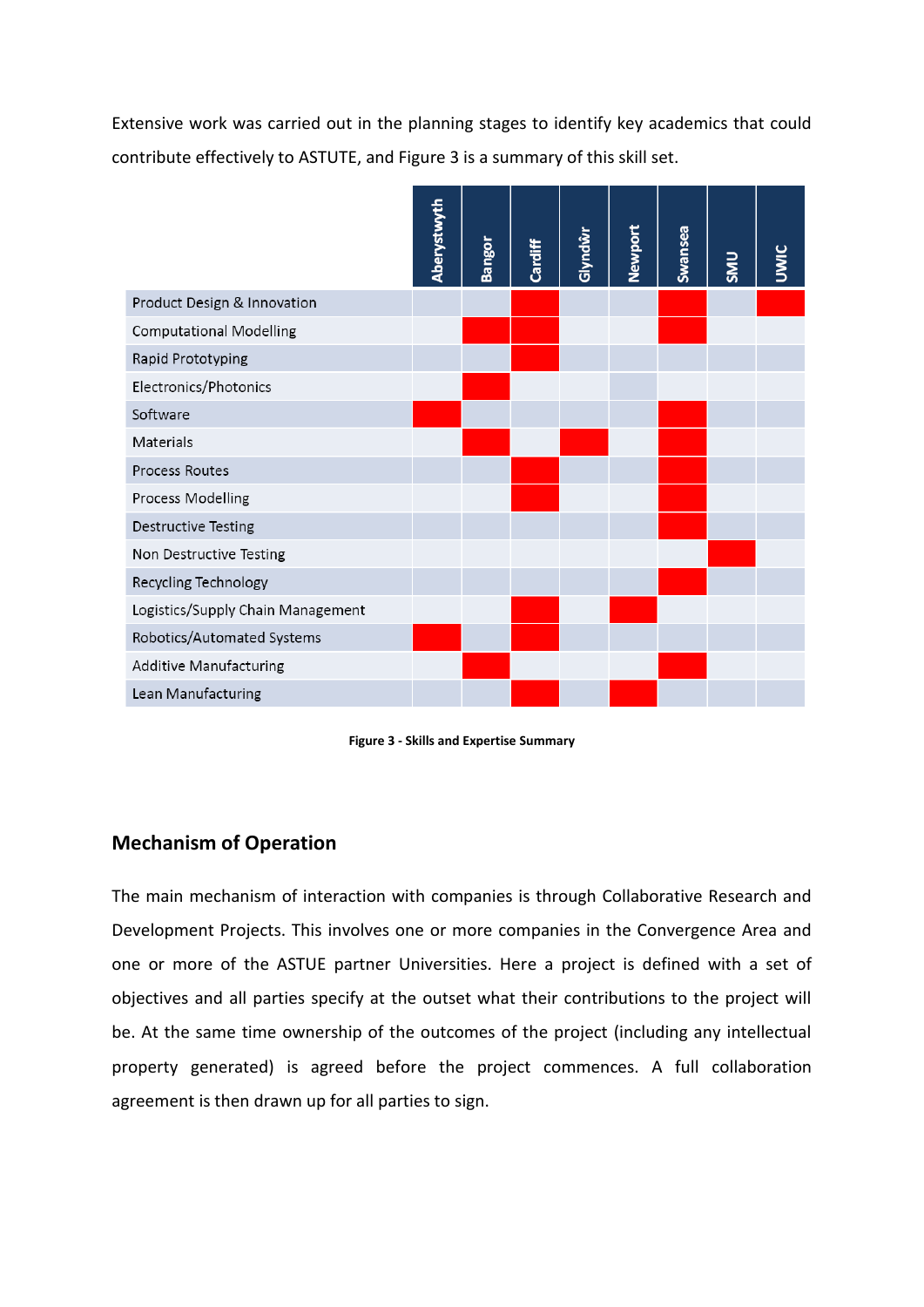Extensive work was carried out in the planning stages to identify key academics that could contribute effectively to ASTUTE, and Figure 3 is a summary of this skill set.

| | Aberystwyth | Bangor | Cardiff | Glyndŵr | Newport | Swansea | SMU | UWIC |
|---|---|---|---|---|---|---|---|---|
| Product Design & Innovation | | | X | | | X | | X |
| Computational Modelling | | X | X | | | X | | |
| Rapid Prototyping | | | X | | | | | |
| Electronics/Photonics | | X | | | | | | |
| Software | X | | | | | X | | |
| Materials | | X | | X | | X | | |
| Process Routes | | | X | | | X | | |
| Process Modelling | | | X | | | X | | |
| Destructive Testing | | | | | | X | | |
| Non Destructive Testing | | | | | | | X | |
| Recycling Technology | | | | | | X | | |
| Logistics/Supply Chain Management | | | X | | X | | | |
| Robotics/Automated Systems | X | | X | | | | | |
| Additive Manufacturing | | X | | | | X | | |
| Lean Manufacturing | | | X | | X | | | |

**Figure 3 - Skills and Expertise Summary**

## Mechanism of Operation

The main mechanism of interaction with companies is through Collaborative Research and Development Projects. This involves one or more companies in the Convergence Area and one or more of the ASTUE partner Universities. Here a project is defined with a set of objectives and all parties specify at the outset what their contributions to the project will be. At the same time ownership of the outcomes of the project (including any intellectual property generated) is agreed before the project commences. A full collaboration agreement is then drawn up for all parties to sign.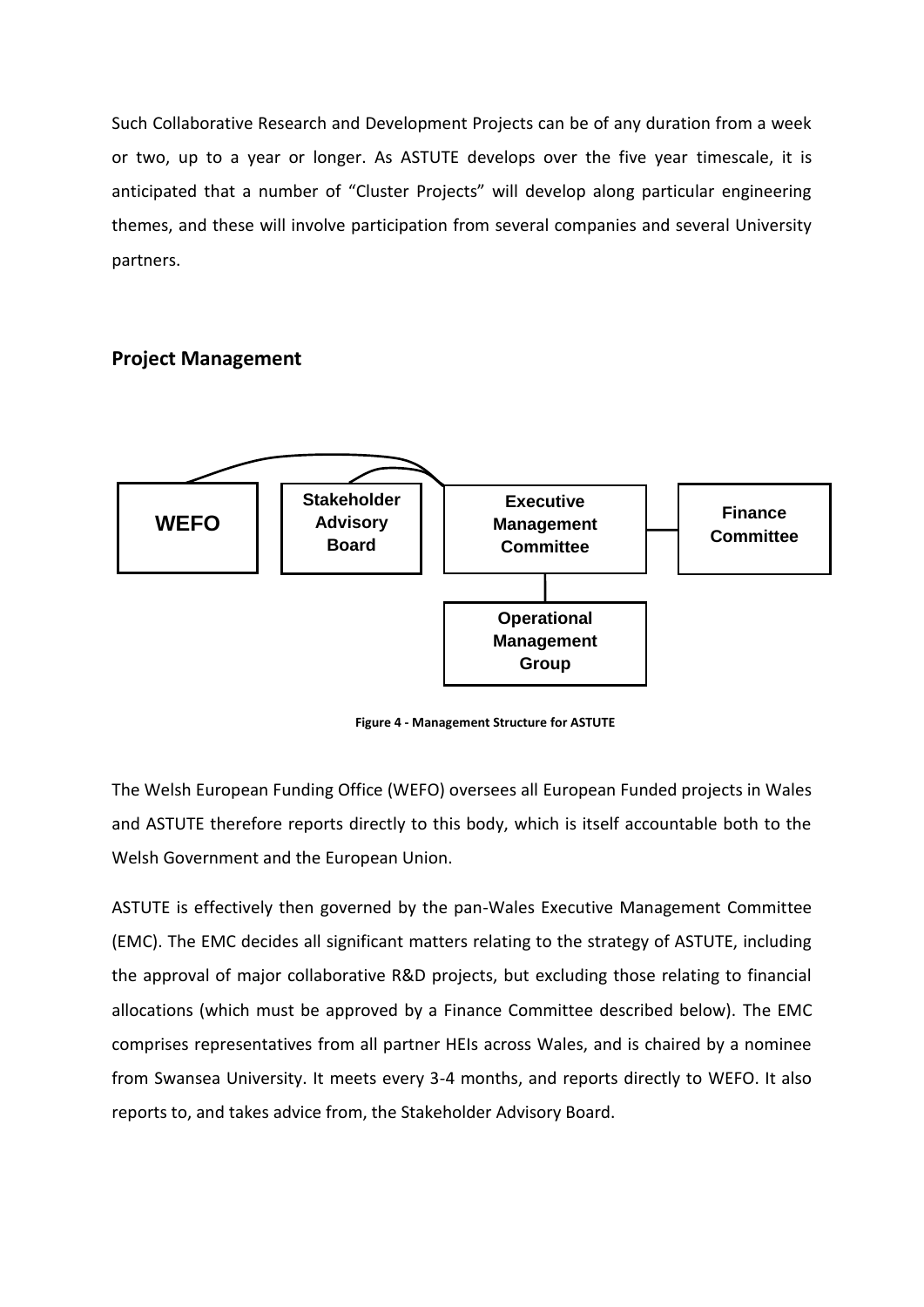Such Collaborative Research and Development Projects can be of any duration from a week or two, up to a year or longer. As ASTUTE develops over the five year timescale, it is anticipated that a number of "Cluster Projects" will develop along particular engineering themes, and these will involve participation from several companies and several University partners.

## Project Management

WEFO

Stakeholder Advisory Board

Executive Management Committee

Finance Committee

Operational Management Group

**Figure 4 - Management Structure for ASTUTE**

The Welsh European Funding Office (WEFO) oversees all European Funded projects in Wales and ASTUTE therefore reports directly to this body, which is itself accountable both to the Welsh Government and the European Union.

ASTUTE is effectively then governed by the pan-Wales Executive Management Committee (EMC). The EMC decides all significant matters relating to the strategy of ASTUTE, including the approval of major collaborative R&D projects, but excluding those relating to financial allocations (which must be approved by a Finance Committee described below). The EMC comprises representatives from all partner HEIs across Wales, and is chaired by a nominee from Swansea University. It meets every 3-4 months, and reports directly to WEFO. It also reports to, and takes advice from, the Stakeholder Advisory Board.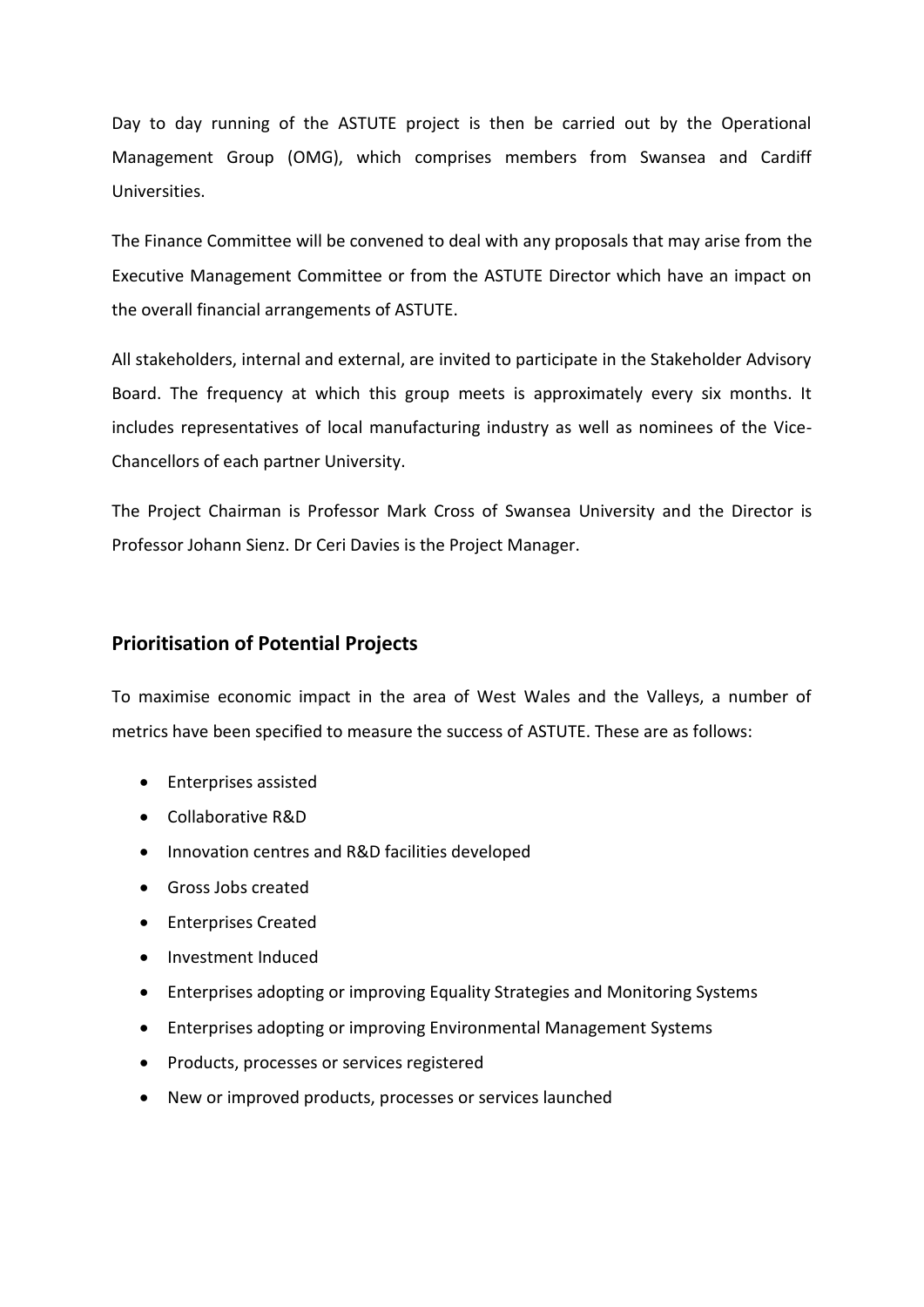Day to day running of the ASTUTE project is then be carried out by the Operational Management Group (OMG), which comprises members from Swansea and Cardiff Universities.

The Finance Committee will be convened to deal with any proposals that may arise from the Executive Management Committee or from the ASTUTE Director which have an impact on the overall financial arrangements of ASTUTE.

All stakeholders, internal and external, are invited to participate in the Stakeholder Advisory Board. The frequency at which this group meets is approximately every six months. It includes representatives of local manufacturing industry as well as nominees of the Vice-Chancellors of each partner University.

The Project Chairman is Professor Mark Cross of Swansea University and the Director is Professor Johann Sienz. Dr Ceri Davies is the Project Manager.

## Prioritisation of Potential Projects

To maximise economic impact in the area of West Wales and the Valleys, a number of metrics have been specified to measure the success of ASTUTE. These are as follows:

- Enterprises assisted
- Collaborative R&D
- Innovation centres and R&D facilities developed
- Gross Jobs created
- Enterprises Created
- Investment Induced
- Enterprises adopting or improving Equality Strategies and Monitoring Systems
- Enterprises adopting or improving Environmental Management Systems
- Products, processes or services registered
- New or improved products, processes or services launched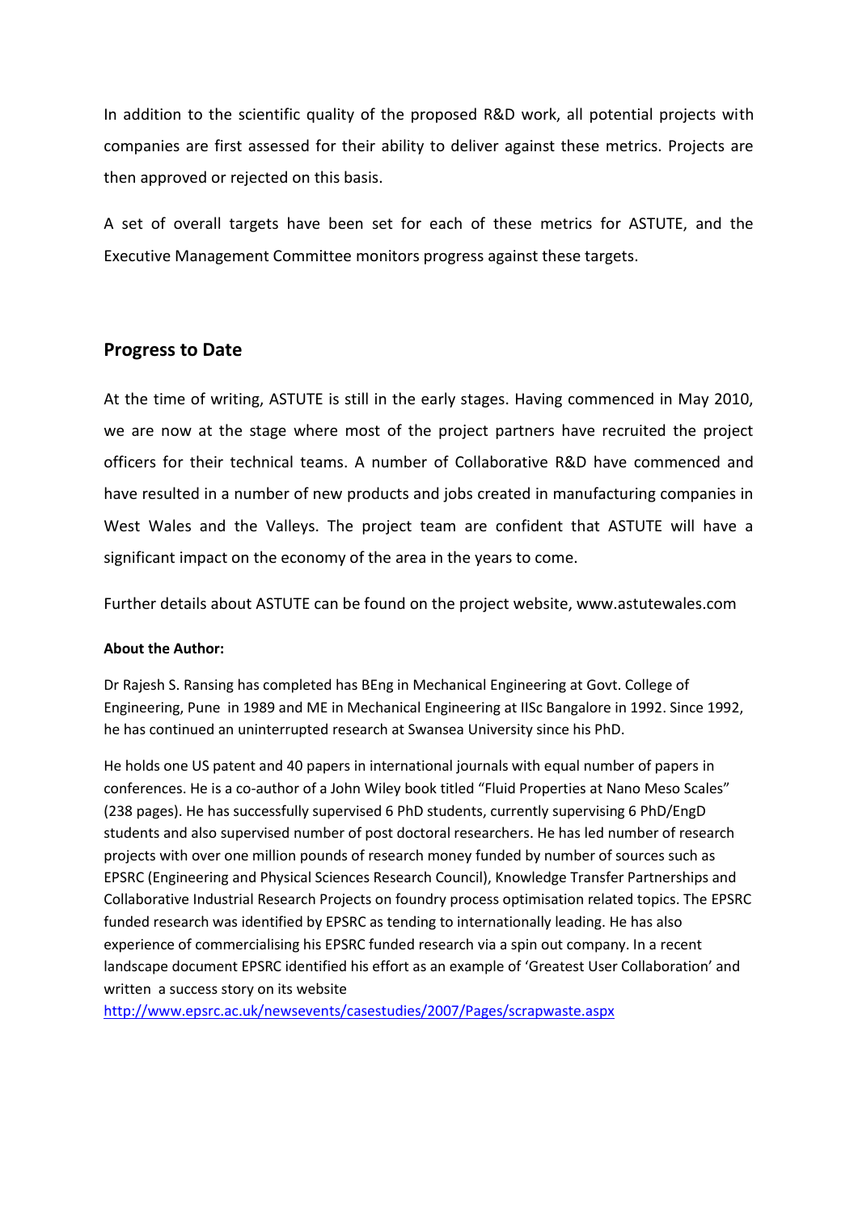In addition to the scientific quality of the proposed R&D work, all potential projects with companies are first assessed for their ability to deliver against these metrics. Projects are then approved or rejected on this basis.

A set of overall targets have been set for each of these metrics for ASTUTE, and the Executive Management Committee monitors progress against these targets.

## Progress to Date

At the time of writing, ASTUTE is still in the early stages. Having commenced in May 2010, we are now at the stage where most of the project partners have recruited the project officers for their technical teams. A number of Collaborative R&D have commenced and have resulted in a number of new products and jobs created in manufacturing companies in West Wales and the Valleys. The project team are confident that ASTUTE will have a significant impact on the economy of the area in the years to come.

Further details about ASTUTE can be found on the project website, www.astutewales.com

**About the Author:**

Dr Rajesh S. Ransing has completed has BEng in Mechanical Engineering at Govt. College of Engineering, Pune in 1989 and ME in Mechanical Engineering at IISc Bangalore in 1992. Since 1992, he has continued an uninterrupted research at Swansea University since his PhD.

He holds one US patent and 40 papers in international journals with equal number of papers in conferences. He is a co-author of a John Wiley book titled "Fluid Properties at Nano Meso Scales" (238 pages). He has successfully supervised 6 PhD students, currently supervising 6 PhD/EngD students and also supervised number of post doctoral researchers. He has led number of research projects with over one million pounds of research money funded by number of sources such as EPSRC (Engineering and Physical Sciences Research Council), Knowledge Transfer Partnerships and Collaborative Industrial Research Projects on foundry process optimisation related topics. The EPSRC funded research was identified by EPSRC as tending to internationally leading. He has also experience of commercialising his EPSRC funded research via a spin out company. In a recent landscape document EPSRC identified his effort as an example of 'Greatest User Collaboration' and written a success story on its website http://www.epsrc.ac.uk/newsevents/casestudies/2007/Pages/scrapwaste.aspx